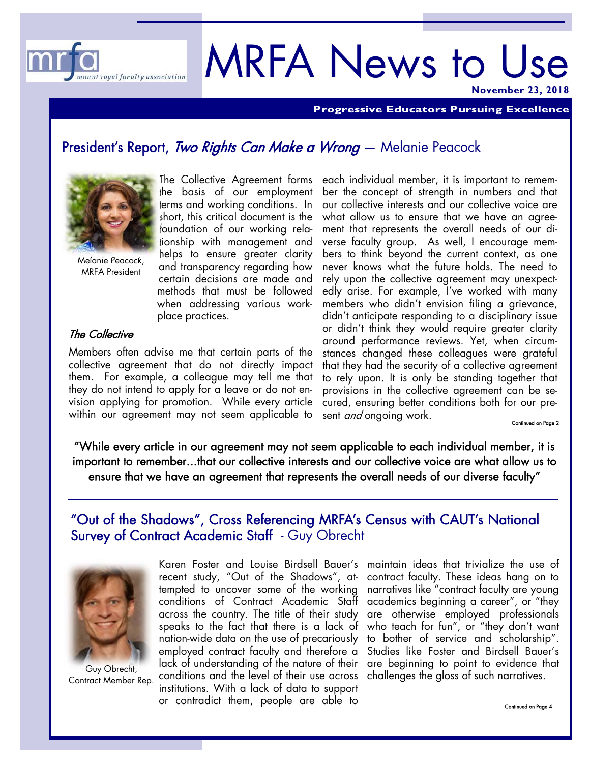# MRFA News to Use

**November 23, 2018**

**Progressive Educators Pursuing Excellence**

## President's Report, *Two Rights Can Make a Wrong* — Melanie Peacock

Melanie Peacock, MRFA President

The Collective Agreement forms the basis of our employment terms and working conditions. In short, this critical document is the foundation of our working relationship with management and helps to ensure greater clarity and transparency regarding how certain decisions are made and methods that must be followed when addressing various workplace practices.

### *The Collective*

Members often advise me that certain parts of the collective agreement that do not directly impact them. For example, a colleague may tell me that they do not intend to apply for a leave or do not envision applying for promotion. While every article within our agreement may not seem applicable to each individual member, it is important to remember the concept of strength in numbers and that our collective interests and our collective voice are what allow us to ensure that we have an agreement that represents the overall needs of our diverse faculty group. As well, I encourage members to think beyond the current context, as one never knows what the future holds. The need to rely upon the collective agreement may unexpectedly arise. For example, I've worked with many members who didn't envision filing a grievance, didn't anticipate responding to a disciplinary issue or didn't think they would require greater clarity around performance reviews. Yet, when circumstances changed these colleagues were grateful that they had the security of a collective agreement to rely upon. It is only be standing together that provisions in the collective agreement can be secured, ensuring better conditions both for our present *and* ongoing work.

Continued on Page 2

"While every article in our agreement may not seem applicable to each individual member, it is important to remember…that our collective interests and our collective voice are what allow us to ensure that we have an agreement that represents the overall needs of our diverse faculty"

---

## "Out of the Shadows", Cross Referencing MRFA's Census with CAUT's National Survey of Contract Academic Staff - Guy Obrecht

Guy Obrecht, Contract Member Rep.

Karen Foster and Louise Birdsell Bauer's recent study, "Out of the Shadows", attempted to uncover some of the working conditions of Contract Academic Staff across the country. The title of their study speaks to the fact that there is a lack of nation-wide data on the use of precariously employed contract faculty and therefore a lack of understanding of the nature of their conditions and the level of their use across institutions. With a lack of data to support or contradict them, people are able to maintain ideas that trivialize the use of contract faculty. These ideas hang on to narratives like "contract faculty are young academics beginning a career", or "they are otherwise employed professionals who teach for fun", or "they don't want to bother of service and scholarship". Studies like Foster and Birdsell Bauer's are beginning to point to evidence that challenges the gloss of such narratives.

Continued on Page 4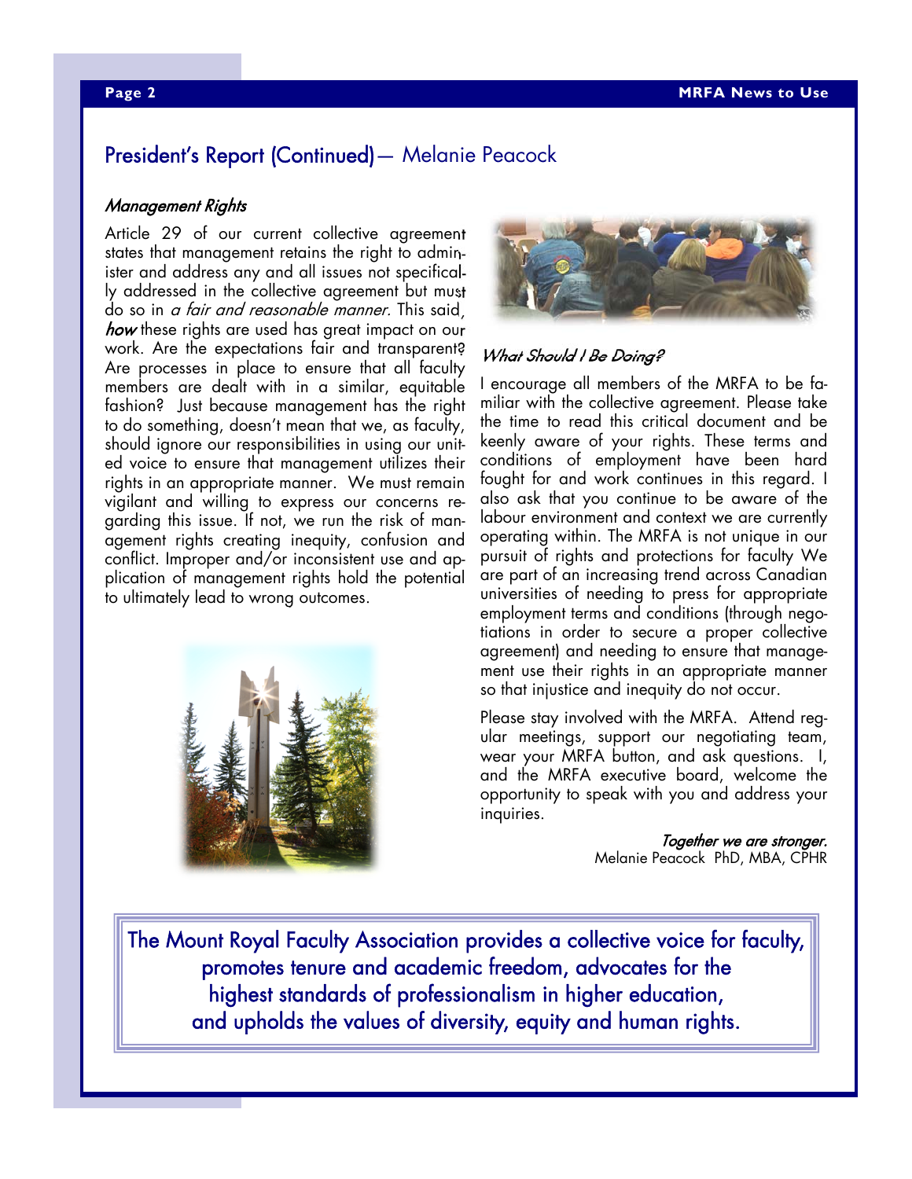## President's Report (Continued) — Melanie Peacock

### *Management Rights*

Article 29 of our current collective agreement states that management retains the right to administer and address any and all issues not specifically addressed in the collective agreement but must do so in *a fair and reasonable manner.* This said, ***how*** these rights are used has great impact on our work. Are the expectations fair and transparent? Are processes in place to ensure that all faculty members are dealt with in a similar, equitable fashion? Just because management has the right to do something, doesn't mean that we, as faculty, should ignore our responsibilities in using our united voice to ensure that management utilizes their rights in an appropriate manner. We must remain vigilant and willing to express our concerns regarding this issue. If not, we run the risk of management rights creating inequity, confusion and conflict. Improper and/or inconsistent use and application of management rights hold the potential to ultimately lead to wrong outcomes.

### *What Should I Be Doing?*

I encourage all members of the MRFA to be familiar with the collective agreement. Please take the time to read this critical document and be keenly aware of your rights. These terms and conditions of employment have been hard fought for and work continues in this regard. I also ask that you continue to be aware of the labour environment and context we are currently operating within. The MRFA is not unique in our pursuit of rights and protections for faculty We are part of an increasing trend across Canadian universities of needing to press for appropriate employment terms and conditions (through negotiations in order to secure a proper collective agreement) and needing to ensure that management use their rights in an appropriate manner so that injustice and inequity do not occur.

Please stay involved with the MRFA. Attend regular meetings, support our negotiating team, wear your MRFA button, and ask questions. I, and the MRFA executive board, welcome the opportunity to speak with you and address your inquiries.

*Together we are stronger.*
Melanie Peacock PhD, MBA, CPHR

The Mount Royal Faculty Association provides a collective voice for faculty, promotes tenure and academic freedom, advocates for the highest standards of professionalism in higher education, and upholds the values of diversity, equity and human rights.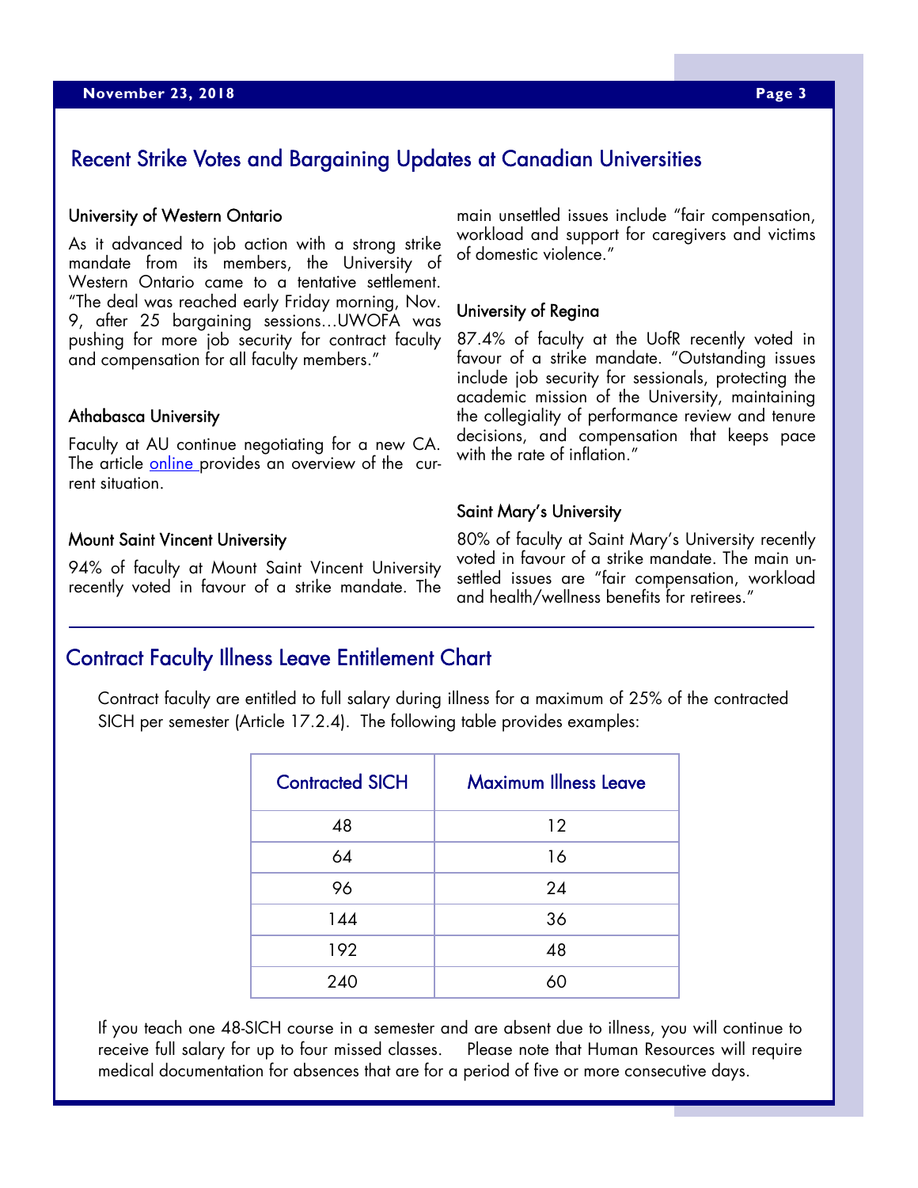## Recent Strike Votes and Bargaining Updates at Canadian Universities

### University of Western Ontario

As it advanced to job action with a strong strike mandate from its members, the University of Western Ontario came to a tentative settlement. "The deal was reached early Friday morning, Nov. 9, after 25 bargaining sessions…UWOFA was pushing for more job security for contract faculty and compensation for all faculty members."

### Athabasca University

Faculty at AU continue negotiating for a new CA. The article online provides an overview of the current situation.

### Mount Saint Vincent University

94% of faculty at Mount Saint Vincent University recently voted in favour of a strike mandate. The main unsettled issues include "fair compensation, workload and support for caregivers and victims of domestic violence."

### University of Regina

87.4% of faculty at the UofR recently voted in favour of a strike mandate. "Outstanding issues include job security for sessionals, protecting the academic mission of the University, maintaining the collegiality of performance review and tenure decisions, and compensation that keeps pace with the rate of inflation."

### Saint Mary's University

80% of faculty at Saint Mary's University recently voted in favour of a strike mandate. The main unsettled issues are "fair compensation, workload and health/wellness benefits for retirees."

## Contract Faculty Illness Leave Entitlement Chart

Contract faculty are entitled to full salary during illness for a maximum of 25% of the contracted SICH per semester (Article 17.2.4). The following table provides examples:

| Contracted SICH | Maximum Illness Leave |
|---|---|
| 48 | 12 |
| 64 | 16 |
| 96 | 24 |
| 144 | 36 |
| 192 | 48 |
| 240 | 60 |

If you teach one 48-SICH course in a semester and are absent due to illness, you will continue to receive full salary for up to four missed classes. Please note that Human Resources will require medical documentation for absences that are for a period of five or more consecutive days.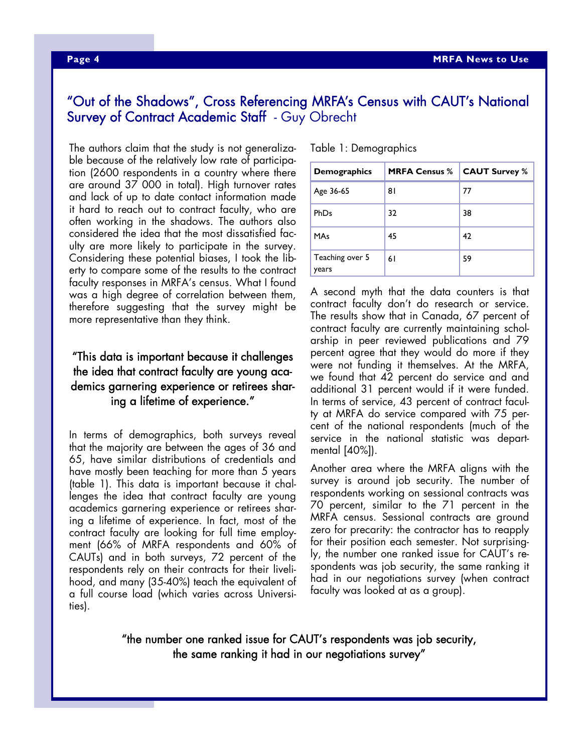## "Out of the Shadows", Cross Referencing MRFA's Census with CAUT's National Survey of Contract Academic Staff - Guy Obrecht

The authors claim that the study is not generalizable because of the relatively low rate of participation (2600 respondents in a country where there are around 37 000 in total). High turnover rates and lack of up to date contact information made it hard to reach out to contract faculty, who are often working in the shadows. The authors also considered the idea that the most dissatisfied faculty are more likely to participate in the survey. Considering these potential biases, I took the liberty to compare some of the results to the contract faculty responses in MRFA's census. What I found was a high degree of correlation between them, therefore suggesting that the survey might be more representative than they think.

> "This data is important because it challenges the idea that contract faculty are young academics garnering experience or retirees sharing a lifetime of experience."

In terms of demographics, both surveys reveal that the majority are between the ages of 36 and 65, have similar distributions of credentials and have mostly been teaching for more than 5 years (table 1). This data is important because it challenges the idea that contract faculty are young academics garnering experience or retirees sharing a lifetime of experience. In fact, most of the contract faculty are looking for full time employment (66% of MRFA respondents and 60% of CAUTs) and in both surveys, 72 percent of the respondents rely on their contracts for their livelihood, and many (35-40%) teach the equivalent of a full course load (which varies across Universities).

Table 1: Demographics

| Demographics | MRFA Census % | CAUT Survey % |
|---|---|---|
| Age 36-65 | 81 | 77 |
| PhDs | 32 | 38 |
| MAs | 45 | 42 |
| Teaching over 5 years | 61 | 59 |

A second myth that the data counters is that contract faculty don't do research or service. The results show that in Canada, 67 percent of contract faculty are currently maintaining scholarship in peer reviewed publications and 79 percent agree that they would do more if they were not funding it themselves. At the MRFA, we found that 42 percent do service and and additional 31 percent would if it were funded. In terms of service, 43 percent of contract faculty at MRFA do service compared with 75 percent of the national respondents (much of the service in the national statistic was departmental [40%]).

Another area where the MRFA aligns with the survey is around job security. The number of respondents working on sessional contracts was 70 percent, similar to the 71 percent in the MRFA census. Sessional contracts are ground zero for precarity: the contractor has to reapply for their position each semester. Not surprisingly, the number one ranked issue for CAUT's respondents was job security, the same ranking it had in our negotiations survey (when contract faculty was looked at as a group).

> "the number one ranked issue for CAUT's respondents was job security, the same ranking it had in our negotiations survey"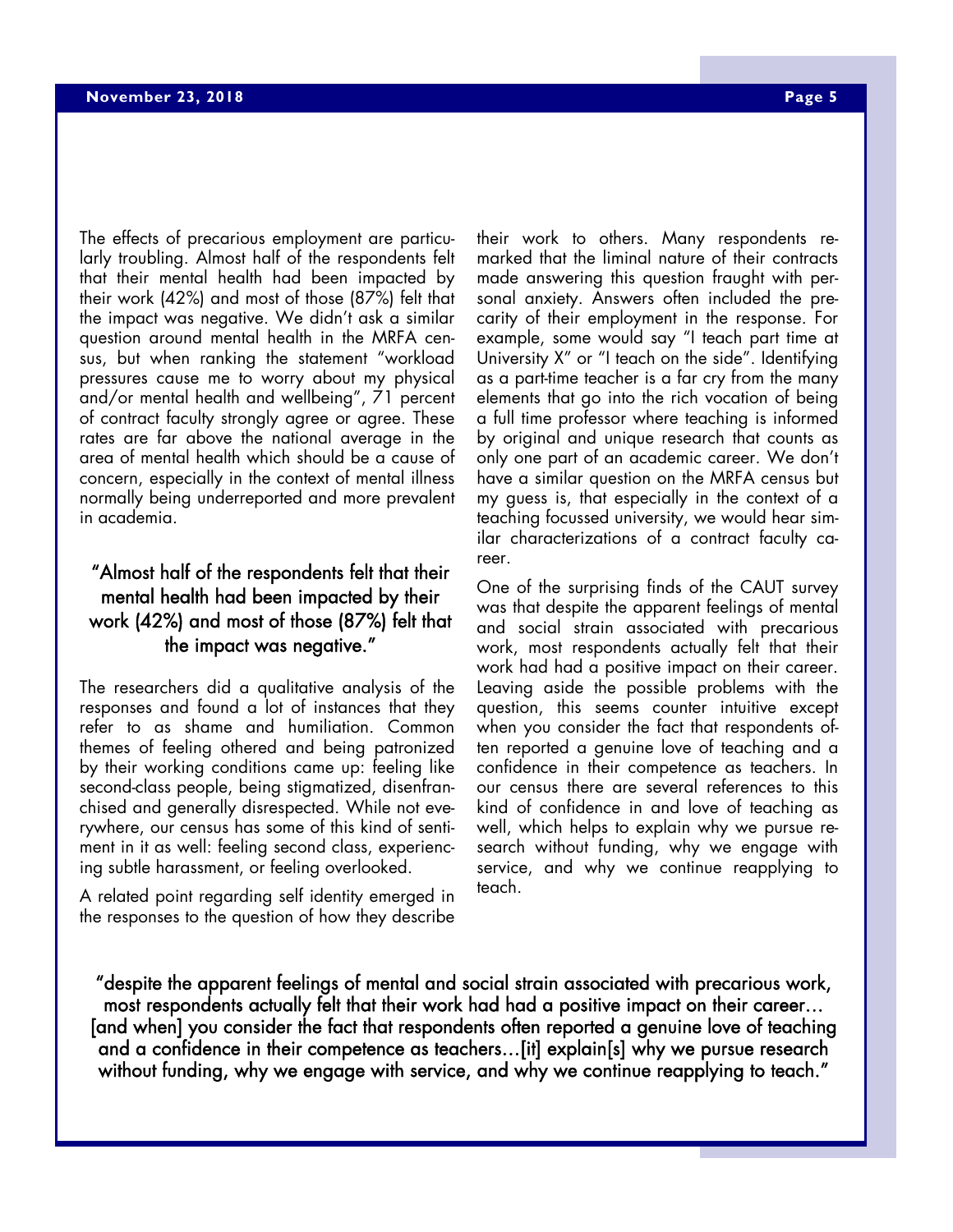The effects of precarious employment are particularly troubling. Almost half of the respondents felt that their mental health had been impacted by their work (42%) and most of those (87%) felt that the impact was negative. We didn't ask a similar question around mental health in the MRFA census, but when ranking the statement "workload pressures cause me to worry about my physical and/or mental health and wellbeing", 71 percent of contract faculty strongly agree or agree. These rates are far above the national average in the area of mental health which should be a cause of concern, especially in the context of mental illness normally being underreported and more prevalent in academia.

> "Almost half of the respondents felt that their mental health had been impacted by their work (42%) and most of those (87%) felt that the impact was negative."

The researchers did a qualitative analysis of the responses and found a lot of instances that they refer to as shame and humiliation. Common themes of feeling othered and being patronized by their working conditions came up: feeling like second-class people, being stigmatized, disenfranchised and generally disrespected. While not everywhere, our census has some of this kind of sentiment in it as well: feeling second class, experiencing subtle harassment, or feeling overlooked.

A related point regarding self identity emerged in the responses to the question of how they describe their work to others. Many respondents remarked that the liminal nature of their contracts made answering this question fraught with personal anxiety. Answers often included the precarity of their employment in the response. For example, some would say "I teach part time at University X" or "I teach on the side". Identifying as a part-time teacher is a far cry from the many elements that go into the rich vocation of being a full time professor where teaching is informed by original and unique research that counts as only one part of an academic career. We don't have a similar question on the MRFA census but my guess is, that especially in the context of a teaching focussed university, we would hear similar characterizations of a contract faculty career.

One of the surprising finds of the CAUT survey was that despite the apparent feelings of mental and social strain associated with precarious work, most respondents actually felt that their work had had a positive impact on their career. Leaving aside the possible problems with the question, this seems counter intuitive except when you consider the fact that respondents often reported a genuine love of teaching and a confidence in their competence as teachers. In our census there are several references to this kind of confidence in and love of teaching as well, which helps to explain why we pursue research without funding, why we engage with service, and why we continue reapplying to teach.

> "despite the apparent feelings of mental and social strain associated with precarious work, most respondents actually felt that their work had had a positive impact on their career… [and when] you consider the fact that respondents often reported a genuine love of teaching and a confidence in their competence as teachers…[it] explain[s] why we pursue research without funding, why we engage with service, and why we continue reapplying to teach."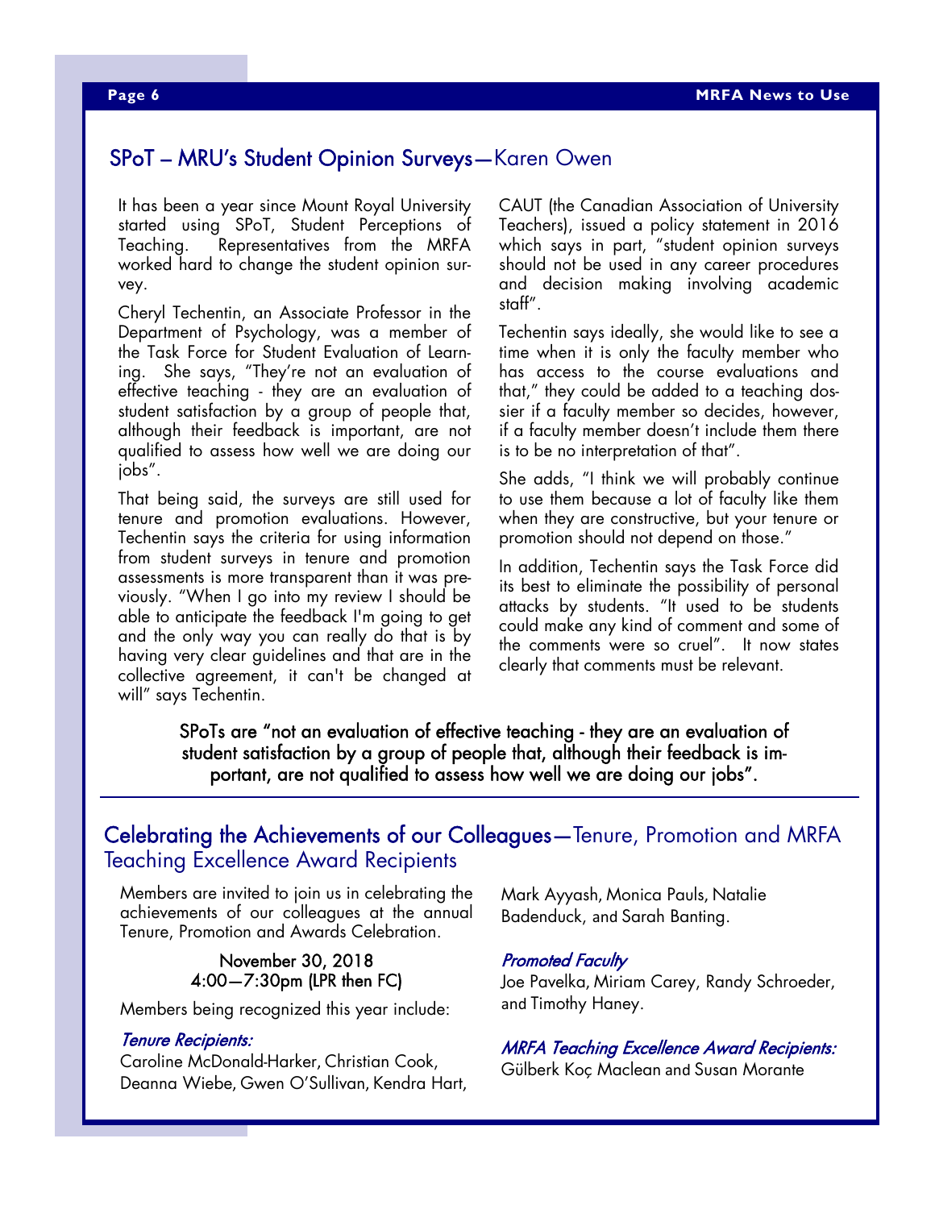## SPoT – MRU's Student Opinion Surveys—Karen Owen

It has been a year since Mount Royal University started using SPoT, Student Perceptions of Teaching. Representatives from the MRFA worked hard to change the student opinion survey.

Cheryl Techentin, an Associate Professor in the Department of Psychology, was a member of the Task Force for Student Evaluation of Learning. She says, "They're not an evaluation of effective teaching - they are an evaluation of student satisfaction by a group of people that, although their feedback is important, are not qualified to assess how well we are doing our jobs".

That being said, the surveys are still used for tenure and promotion evaluations. However, Techentin says the criteria for using information from student surveys in tenure and promotion assessments is more transparent than it was previously. "When I go into my review I should be able to anticipate the feedback I'm going to get and the only way you can really do that is by having very clear guidelines and that are in the collective agreement, it can't be changed at will" says Techentin.

CAUT (the Canadian Association of University Teachers), issued a policy statement in 2016 which says in part, "student opinion surveys should not be used in any career procedures and decision making involving academic staff".

Techentin says ideally, she would like to see a time when it is only the faculty member who has access to the course evaluations and that," they could be added to a teaching dossier if a faculty member so decides, however, if a faculty member doesn't include them there is to be no interpretation of that".

She adds, "I think we will probably continue to use them because a lot of faculty like them when they are constructive, but your tenure or promotion should not depend on those."

In addition, Techentin says the Task Force did its best to eliminate the possibility of personal attacks by students. "It used to be students could make any kind of comment and some of the comments were so cruel". It now states clearly that comments must be relevant.

**SPoTs are "not an evaluation of effective teaching - they are an evaluation of student satisfaction by a group of people that, although their feedback is important, are not qualified to assess how well we are doing our jobs".**

## Celebrating the Achievements of our Colleagues—Tenure, Promotion and MRFA Teaching Excellence Award Recipients

Members are invited to join us in celebrating the achievements of our colleagues at the annual Tenure, Promotion and Awards Celebration.

November 30, 2018
4:00—7:30pm (LPR then FC)

Members being recognized this year include:

***Tenure Recipients:***
Caroline McDonald-Harker, Christian Cook, Deanna Wiebe, Gwen O'Sullivan, Kendra Hart, Mark Ayyash, Monica Pauls, Natalie Badenduck, and Sarah Banting.

***Promoted Faculty***
Joe Pavelka, Miriam Carey, Randy Schroeder, and Timothy Haney.

***MRFA Teaching Excellence Award Recipients:***
Gülberk Koç Maclean and Susan Morante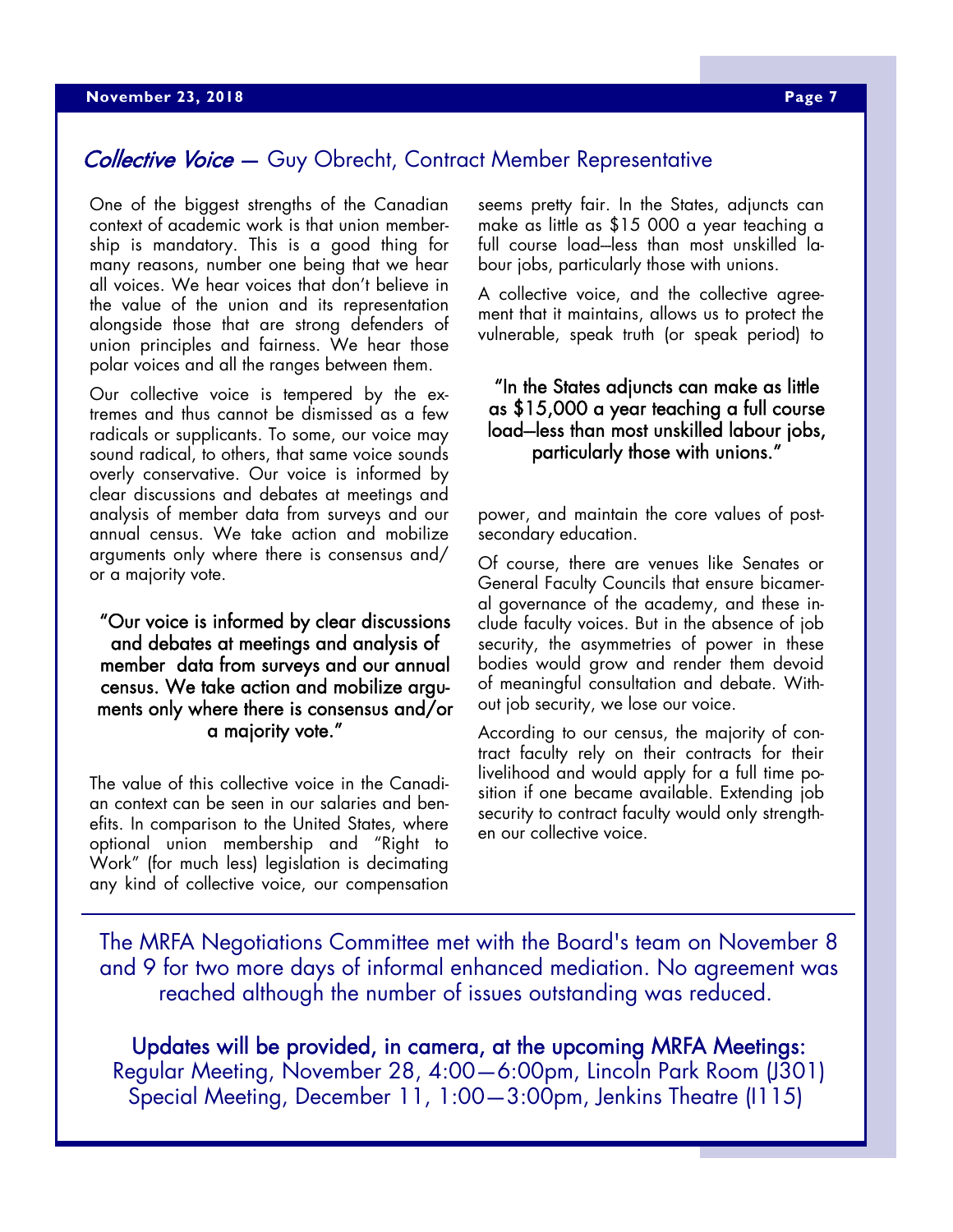## *Collective Voice* — Guy Obrecht, Contract Member Representative

One of the biggest strengths of the Canadian context of academic work is that union membership is mandatory. This is a good thing for many reasons, number one being that we hear all voices. We hear voices that don't believe in the value of the union and its representation alongside those that are strong defenders of union principles and fairness. We hear those polar voices and all the ranges between them.

Our collective voice is tempered by the extremes and thus cannot be dismissed as a few radicals or supplicants. To some, our voice may sound radical, to others, that same voice sounds overly conservative. Our voice is informed by clear discussions and debates at meetings and analysis of member data from surveys and our annual census. We take action and mobilize arguments only where there is consensus and/or a majority vote.

> "Our voice is informed by clear discussions and debates at meetings and analysis of member data from surveys and our annual census. We take action and mobilize arguments only where there is consensus and/or a majority vote."

The value of this collective voice in the Canadian context can be seen in our salaries and benefits. In comparison to the United States, where optional union membership and "Right to Work" (for much less) legislation is decimating any kind of collective voice, our compensation seems pretty fair. In the States, adjuncts can make as little as $15 000 a year teaching a full course load--less than most unskilled labour jobs, particularly those with unions.

A collective voice, and the collective agreement that it maintains, allows us to protect the vulnerable, speak truth (or speak period) to power, and maintain the core values of post-secondary education.

> "In the States adjuncts can make as little as $15,000 a year teaching a full course load--less than most unskilled labour jobs, particularly those with unions."

Of course, there are venues like Senates or General Faculty Councils that ensure bicameral governance of the academy, and these include faculty voices. But in the absence of job security, the asymmetries of power in these bodies would grow and render them devoid of meaningful consultation and debate. Without job security, we lose our voice.

According to our census, the majority of contract faculty rely on their contracts for their livelihood and would apply for a full time position if one became available. Extending job security to contract faculty would only strengthen our collective voice.

---

The MRFA Negotiations Committee met with the Board's team on November 8 and 9 for two more days of informal enhanced mediation. No agreement was reached although the number of issues outstanding was reduced.

**Updates will be provided, in camera, at the upcoming MRFA Meetings:**
Regular Meeting, November 28, 4:00—6:00pm, Lincoln Park Room (J301)
Special Meeting, December 11, 1:00—3:00pm, Jenkins Theatre (I115)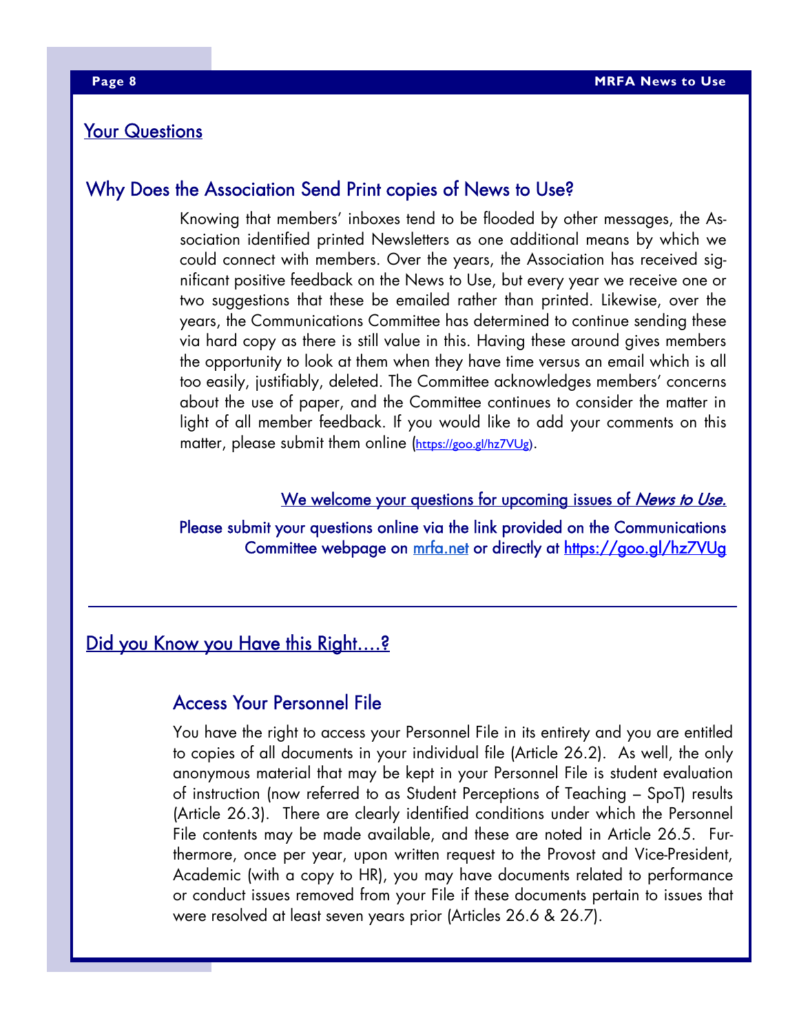## Your Questions

### Why Does the Association Send Print copies of News to Use?

Knowing that members' inboxes tend to be flooded by other messages, the Association identified printed Newsletters as one additional means by which we could connect with members. Over the years, the Association has received significant positive feedback on the News to Use, but every year we receive one or two suggestions that these be emailed rather than printed. Likewise, over the years, the Communications Committee has determined to continue sending these via hard copy as there is still value in this. Having these around gives members the opportunity to look at them when they have time versus an email which is all too easily, justifiably, deleted. The Committee acknowledges members' concerns about the use of paper, and the Committee continues to consider the matter in light of all member feedback. If you would like to add your comments on this matter, please submit them online (https://goo.gl/hz7VUg).

We welcome your questions for upcoming issues of *News to Use.*

Please submit your questions online via the link provided on the Communications Committee webpage on mrfa.net or directly at https://goo.gl/hz7VUg

---

## Did you Know you Have this Right….?

### Access Your Personnel File

You have the right to access your Personnel File in its entirety and you are entitled to copies of all documents in your individual file (Article 26.2). As well, the only anonymous material that may be kept in your Personnel File is student evaluation of instruction (now referred to as Student Perceptions of Teaching – SpoT) results (Article 26.3). There are clearly identified conditions under which the Personnel File contents may be made available, and these are noted in Article 26.5. Furthermore, once per year, upon written request to the Provost and Vice-President, Academic (with a copy to HR), you may have documents related to performance or conduct issues removed from your File if these documents pertain to issues that were resolved at least seven years prior (Articles 26.6 & 26.7).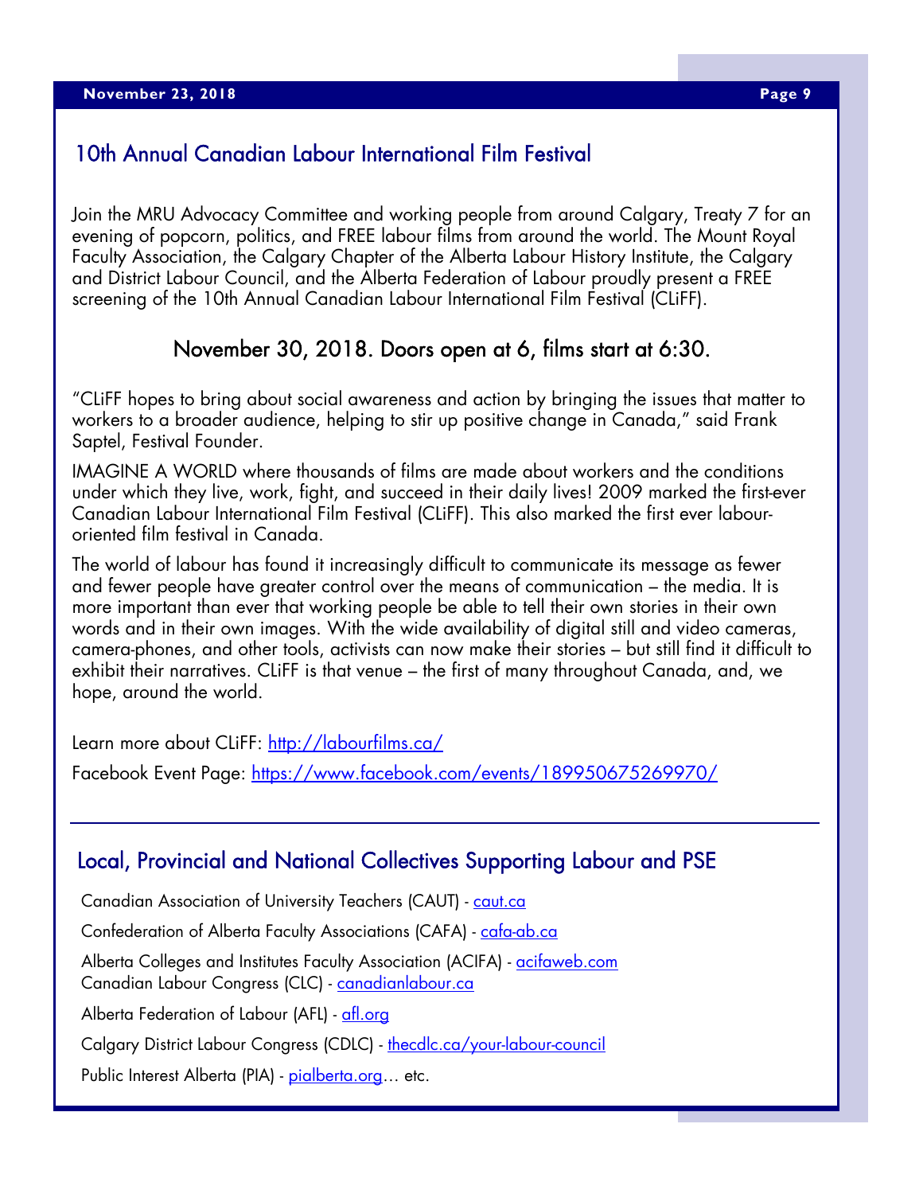## 10th Annual Canadian Labour International Film Festival

Join the MRU Advocacy Committee and working people from around Calgary, Treaty 7 for an evening of popcorn, politics, and FREE labour films from around the world. The Mount Royal Faculty Association, the Calgary Chapter of the Alberta Labour History Institute, the Calgary and District Labour Council, and the Alberta Federation of Labour proudly present a FREE screening of the 10th Annual Canadian Labour International Film Festival (CLiFF).

### November 30, 2018. Doors open at 6, films start at 6:30.

"CLiFF hopes to bring about social awareness and action by bringing the issues that matter to workers to a broader audience, helping to stir up positive change in Canada," said Frank Saptel, Festival Founder.

IMAGINE A WORLD where thousands of films are made about workers and the conditions under which they live, work, fight, and succeed in their daily lives! 2009 marked the first-ever Canadian Labour International Film Festival (CLiFF). This also marked the first ever labour-oriented film festival in Canada.

The world of labour has found it increasingly difficult to communicate its message as fewer and fewer people have greater control over the means of communication – the media. It is more important than ever that working people be able to tell their own stories in their own words and in their own images. With the wide availability of digital still and video cameras, camera-phones, and other tools, activists can now make their stories – but still find it difficult to exhibit their narratives. CLiFF is that venue – the first of many throughout Canada, and, we hope, around the world.

Learn more about CLiFF: http://labourfilms.ca/

Facebook Event Page: https://www.facebook.com/events/189950675269970/

---

## Local, Provincial and National Collectives Supporting Labour and PSE

Canadian Association of University Teachers (CAUT) - caut.ca

Confederation of Alberta Faculty Associations (CAFA) - cafa-ab.ca

Alberta Colleges and Institutes Faculty Association (ACIFA) - acifaweb.com
Canadian Labour Congress (CLC) - canadianlabour.ca

Alberta Federation of Labour (AFL) - afl.org

Calgary District Labour Congress (CDLC) - thecdlc.ca/your-labour-council

Public Interest Alberta (PIA) - pialberta.org… etc.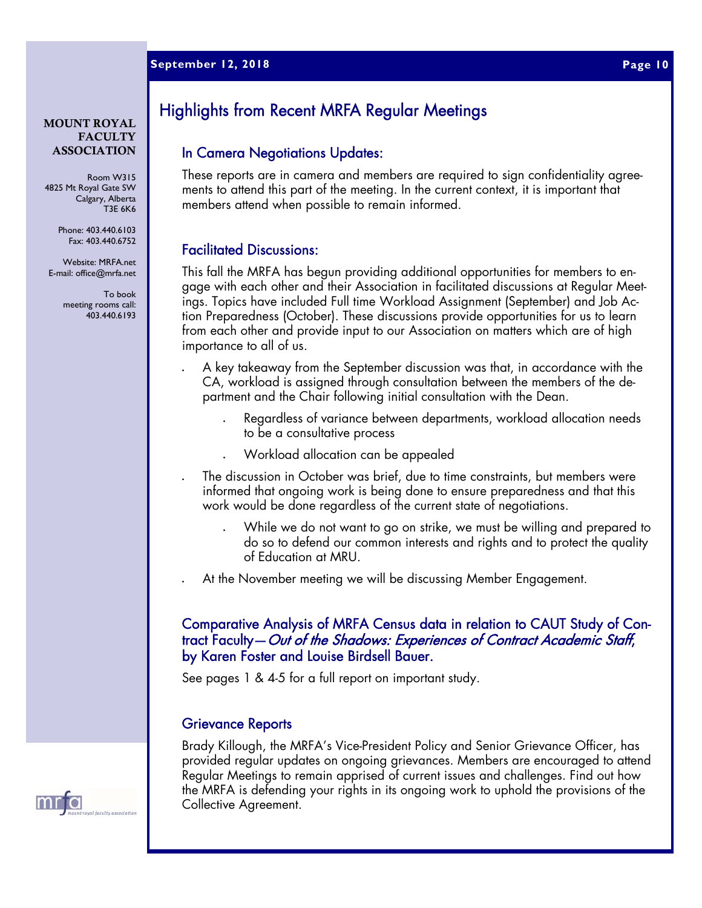## Highlights from Recent MRFA Regular Meetings

### In Camera Negotiations Updates:

These reports are in camera and members are required to sign confidentiality agreements to attend this part of the meeting. In the current context, it is important that members attend when possible to remain informed.

### Facilitated Discussions:

This fall the MRFA has begun providing additional opportunities for members to engage with each other and their Association in facilitated discussions at Regular Meetings. Topics have included Full time Workload Assignment (September) and Job Action Preparedness (October). These discussions provide opportunities for us to learn from each other and provide input to our Association on matters which are of high importance to all of us.

- A key takeaway from the September discussion was that, in accordance with the CA, workload is assigned through consultation between the members of the department and the Chair following initial consultation with the Dean.
  - Regardless of variance between departments, workload allocation needs to be a consultative process
  - Workload allocation can be appealed
- The discussion in October was brief, due to time constraints, but members were informed that ongoing work is being done to ensure preparedness and that this work would be done regardless of the current state of negotiations.
  - While we do not want to go on strike, we must be willing and prepared to do so to defend our common interests and rights and to protect the quality of Education at MRU.
- At the November meeting we will be discussing Member Engagement.

### Comparative Analysis of MRFA Census data in relation to CAUT Study of Contract Faculty—*Out of the Shadows: Experiences of Contract Academic Staff*, by Karen Foster and Louise Birdsell Bauer.

See pages 1 & 4-5 for a full report on important study.

### Grievance Reports

Brady Killough, the MRFA's Vice-President Policy and Senior Grievance Officer, has provided regular updates on ongoing grievances. Members are encouraged to attend Regular Meetings to remain apprised of current issues and challenges. Find out how the MRFA is defending your rights in its ongoing work to uphold the provisions of the Collective Agreement.

**MOUNT ROYAL FACULTY ASSOCIATION**

Room W315
4825 Mt Royal Gate SW
Calgary, Alberta
T3E 6K6

Phone: 403.440.6103
Fax: 403.440.6752

Website: MRFA.net
E-mail: office@mrfa.net

To book meeting rooms call: 403.440.6193